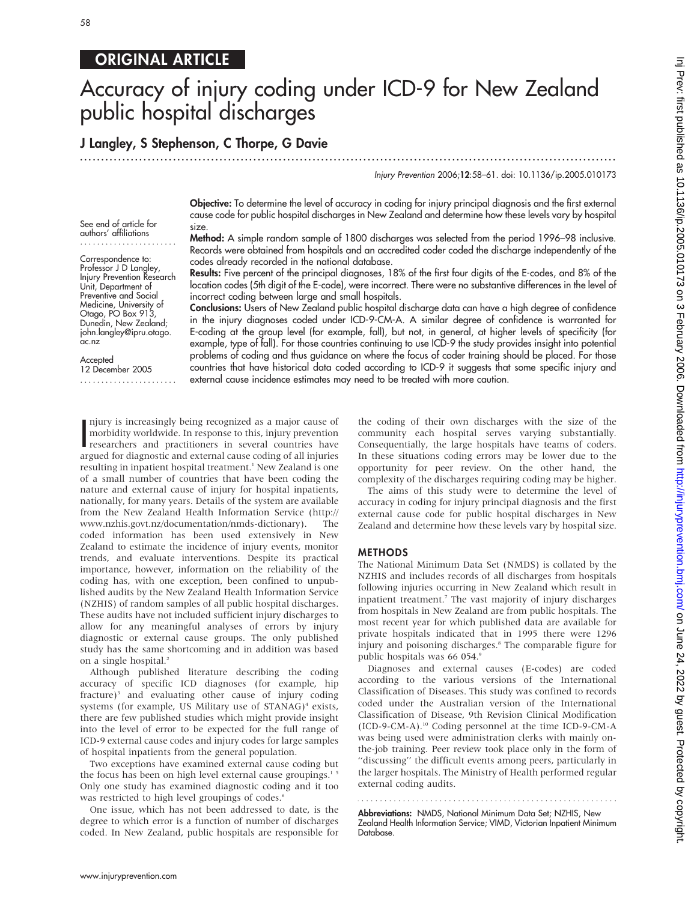ORIGINAL ARTICLE

# Accuracy of injury coding under ICD-9 for New Zealand public hospital discharges

**J Langley, S Stephenson, C Thorpe, G Davie**

*Injury Prevention* 2006;**12**:58–61. doi: 10.1136/ip.2005.010173

See end of article for authors' affiliations

Correspondence to: Professor J D Langley, Injury Prevention Research Unit, Department of Preventive and Social Medicine, University of Otago, PO Box 913, Dunedin, New Zealand; john.langley@ipru.otago.ac.nz

Accepted 12 December 2005

**Objective:** To determine the level of accuracy in coding for injury principal diagnosis and the first external cause code for public hospital discharges in New Zealand and determine how these levels vary by hospital size.

**Method:** A simple random sample of 1800 discharges was selected from the period 1996–98 inclusive. Records were obtained from hospitals and an accredited coder coded the discharge independently of the codes already recorded in the national database.

**Results:** Five percent of the principal diagnoses, 18% of the first four digits of the E-codes, and 8% of the location codes (5th digit of the E-code), were incorrect. There were no substantive differences in the level of incorrect coding between large and small hospitals.

**Conclusions:** Users of New Zealand public hospital discharge data can have a high degree of confidence in the injury diagnoses coded under ICD-9-CM-A. A similar degree of confidence is warranted for E-coding at the group level (for example, fall), but not, in general, at higher levels of specificity (for example, type of fall). For those countries continuing to use ICD-9 the study provides insight into potential problems of coding and thus guidance on where the focus of coder training should be placed. For those countries that have historical data coded according to ICD-9 it suggests that some specific injury and external cause incidence estimates may need to be treated with more caution.

Injury is increasingly being recognized as a major cause of morbidity worldwide. In response to this, injury prevention researchers and practitioners in several countries have argued for diagnostic and external cause coding of all injuries resulting in inpatient hospital treatment.[1] New Zealand is one of a small number of countries that have been coding the nature and external cause of injury for hospital inpatients, nationally, for many years. Details of the system are available from the New Zealand Health Information Service (http://www.nzhis.govt.nz/documentation/nmds-dictionary). The coded information has been used extensively in New Zealand to estimate the incidence of injury events, monitor trends, and evaluate interventions. Despite its practical importance, however, information on the reliability of the coding has, with one exception, been confined to unpublished audits by the New Zealand Health Information Service (NZHIS) of random samples of all public hospital discharges. These audits have not included sufficient injury discharges to allow for any meaningful analyses of errors by injury diagnostic or external cause groups. The only published study has the same shortcoming and in addition was based on a single hospital.[2]

Although published literature describing the coding accuracy of specific ICD diagnoses (for example, hip fracture)[3] and evaluating other cause of injury coding systems (for example, US Military use of STANAG)[4] exists, there are few published studies which might provide insight into the level of error to be expected for the full range of ICD-9 external cause codes and injury codes for large samples of hospital inpatients from the general population.

Two exceptions have examined external cause coding but the focus has been on high level external cause groupings.[1 5] Only one study has examined diagnostic coding and it too was restricted to high level groupings of codes.[6]

One issue, which has not been addressed to date, is the degree to which error is a function of number of discharges coded. In New Zealand, public hospitals are responsible for the coding of their own discharges with the size of the community each hospital serves varying substantially. Consequentially, the large hospitals have teams of coders. In these situations coding errors may be lower due to the opportunity for peer review. On the other hand, the complexity of the discharges requiring coding may be higher.

The aims of this study were to determine the level of accuracy in coding for injury principal diagnosis and the first external cause code for public hospital discharges in New Zealand and determine how these levels vary by hospital size.

## METHODS

The National Minimum Data Set (NMDS) is collated by the NZHIS and includes records of all discharges from hospitals following injuries occurring in New Zealand which result in inpatient treatment.[7] The vast majority of injury discharges from hospitals in New Zealand are from public hospitals. The most recent year for which published data are available for private hospitals indicated that in 1995 there were 1296 injury and poisoning discharges.[8] The comparable figure for public hospitals was 66 054.[9]

Diagnoses and external causes (E-codes) are coded according to the various versions of the International Classification of Diseases. This study was confined to records coded under the Australian version of the International Classification of Disease, 9th Revision Clinical Modification (ICD-9-CM-A).[10] Coding personnel at the time ICD-9-CM-A was being used were administration clerks with mainly on-the-job training. Peer review took place only in the form of "discussing" the difficult events among peers, particularly in the larger hospitals. The Ministry of Health performed regular external coding audits.

**Abbreviations:** NMDS, National Minimum Data Set; NZHIS, New Zealand Health Information Service; VIMD, Victorian Inpatient Minimum Database.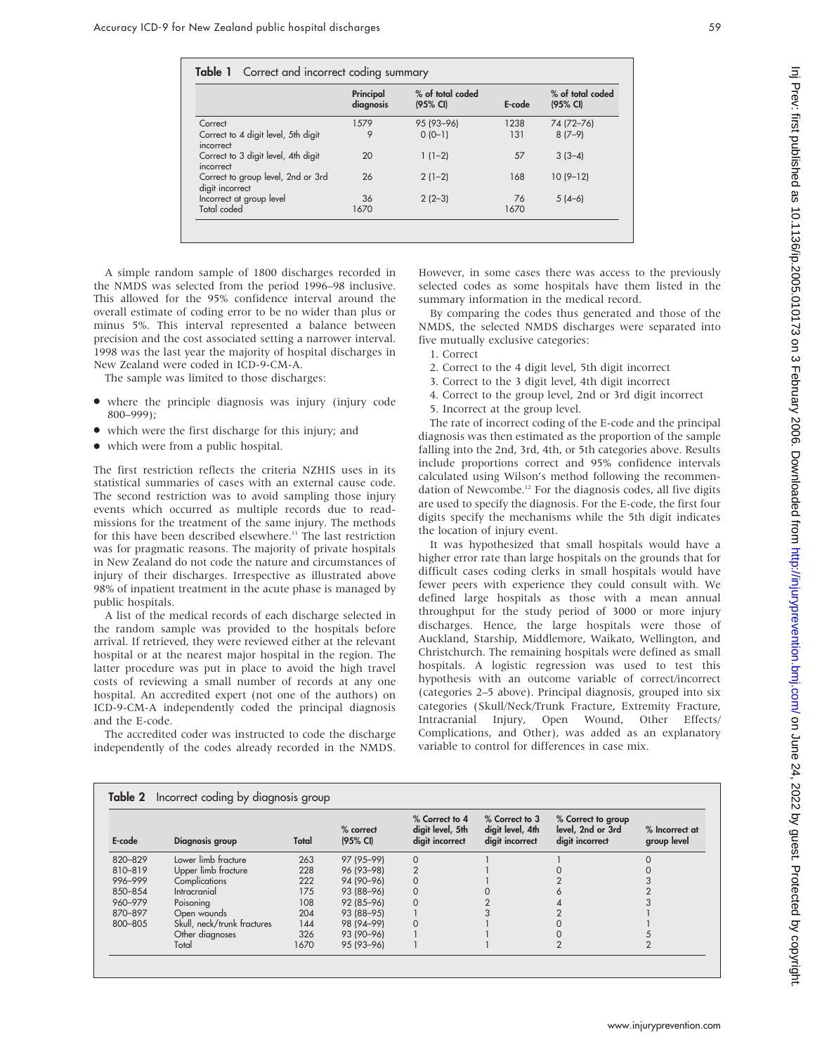**Table 1** Correct and incorrect coding summary

| | Principal diagnosis | % of total coded (95% CI) | E-code | % of total coded (95% CI) |
|---|---|---|---|---|
| Correct | 1579 | 95 (93–96) | 1238 | 74 (72–76) |
| Correct to 4 digit level, 5th digit incorrect | 9 | 0 (0–1) | 131 | 8 (7–9) |
| Correct to 3 digit level, 4th digit incorrect | 20 | 1 (1–2) | 57 | 3 (3–4) |
| Correct to group level, 2nd or 3rd digit incorrect | 26 | 2 (1–2) | 168 | 10 (9–12) |
| Incorrect at group level | 36 | 2 (2–3) | 76 | 5 (4–6) |
| Total coded | 1670 | | 1670 | |

A simple random sample of 1800 discharges recorded in the NMDS was selected from the period 1996–98 inclusive. This allowed for the 95% confidence interval around the overall estimate of coding error to be no wider than plus or minus 5%. This interval represented a balance between precision and the cost associated setting a narrower interval. 1998 was the last year the majority of hospital discharges in New Zealand were coded in ICD-9-CM-A.

The sample was limited to those discharges:

- where the principle diagnosis was injury (injury code 800–999);
- which were the first discharge for this injury; and
- which were from a public hospital.

The first restriction reflects the criteria NZHIS uses in its statistical summaries of cases with an external cause code. The second restriction was to avoid sampling those injury events which occurred as multiple records due to readmissions for the treatment of the same injury. The methods for this have been described elsewhere.[11] The last restriction was for pragmatic reasons. The majority of private hospitals in New Zealand do not code the nature and circumstances of injury of their discharges. Irrespective as illustrated above 98% of inpatient treatment in the acute phase is managed by public hospitals.

A list of the medical records of each discharge selected in the random sample was provided to the hospitals before arrival. If retrieved, they were reviewed either at the relevant hospital or at the nearest major hospital in the region. The latter procedure was put in place to avoid the high travel costs of reviewing a small number of records at any one hospital. An accredited expert (not one of the authors) on ICD-9-CM-A independently coded the principal diagnosis and the E-code.

The accredited coder was instructed to code the discharge independently of the codes already recorded in the NMDS. However, in some cases there was access to the previously selected codes as some hospitals have them listed in the summary information in the medical record.

By comparing the codes thus generated and those of the NMDS, the selected NMDS discharges were separated into five mutually exclusive categories:

1. Correct
2. Correct to the 4 digit level, 5th digit incorrect
3. Correct to the 3 digit level, 4th digit incorrect
4. Correct to the group level, 2nd or 3rd digit incorrect
5. Incorrect at the group level.

The rate of incorrect coding of the E-code and the principal diagnosis was then estimated as the proportion of the sample falling into the 2nd, 3rd, 4th, or 5th categories above. Results include proportions correct and 95% confidence intervals calculated using Wilson's method following the recommendation of Newcombe.[12] For the diagnosis codes, all five digits are used to specify the diagnosis. For the E-code, the first four digits specify the mechanisms while the 5th digit indicates the location of injury event.

It was hypothesized that small hospitals would have a higher error rate than large hospitals on the grounds that for difficult cases coding clerks in small hospitals would have fewer peers with experience they could consult with. We defined large hospitals as those with a mean annual throughput for the study period of 3000 or more injury discharges. Hence, the large hospitals were those of Auckland, Starship, Middlemore, Waikato, Wellington, and Christchurch. The remaining hospitals were defined as small hospitals. A logistic regression was used to test this hypothesis with an outcome variable of correct/incorrect (categories 2–5 above). Principal diagnosis, grouped into six categories (Skull/Neck/Trunk Fracture, Extremity Fracture, Intracranial Injury, Open Wound, Other Effects/Complications, and Other), was added as an explanatory variable to control for differences in case mix.

**Table 2** Incorrect coding by diagnosis group

| E-code | Diagnosis group | Total | % correct (95% CI) | % Correct to 4 digit level, 5th digit incorrect | % Correct to 3 digit level, 4th digit incorrect | % Correct to group level, 2nd or 3rd digit incorrect | % Incorrect at group level |
|---|---|---|---|---|---|---|---|
| 820–829 | Lower limb fracture | 263 | 97 (95–99) | 0 | 1 | 1 | 0 |
| 810–819 | Upper limb fracture | 228 | 96 (93–98) | 2 | 1 | 0 | 0 |
| 996–999 | Complications | 222 | 94 (90–96) | 0 | 1 | 2 | 3 |
| 850–854 | Intracranial | 175 | 93 (88–96) | 0 | 0 | 6 | 2 |
| 960–979 | Poisoning | 108 | 92 (85–96) | 0 | 2 | 4 | 3 |
| 870–897 | Open wounds | 204 | 93 (88–95) | 1 | 3 | 2 | 1 |
| 800–805 | Skull, neck/trunk fractures | 144 | 98 (94–99) | 0 | 1 | 0 | 1 |
| | Other diagnoses | 326 | 93 (90–96) | 1 | 1 | 0 | 5 |
| | Total | 1670 | 95 (93–96) | 1 | 1 | 2 | 2 |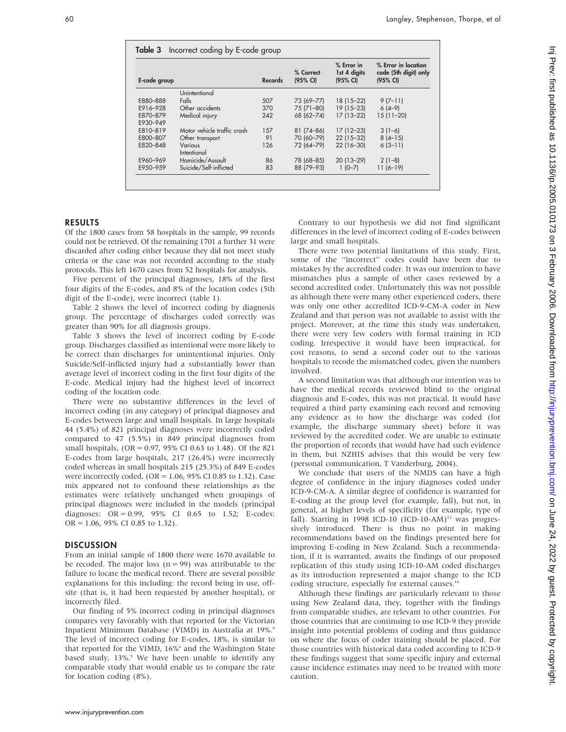**Table 3** Incorrect coding by E-code group

| E-code group | | Records | % Correct (95% CI) | % Error in 1st 4 digits (95% CI) | % Error in location code (5th digit) only (95% CI) |
|---|---|---|---|---|---|
| | Unintentional | | | | |
| E880–888 | Falls | 507 | 73 (69–77) | 18 (15–22) | 9 (7–11) |
| E916–928 | Other accidents | 370 | 75 (71–80) | 19 (15–23) | 6 (4–9) |
| E870–879 E930–949 | Medical injury | 242 | 68 (62–74) | 17 (13–22) | 15 (11–20) |
| E810–819 | Motor vehicle traffic crash | 157 | 81 (74–86) | 17 (12–23) | 3 (1–6) |
| E800–807 | Other transport | 91 | 70 (60–79) | 22 (15–32) | 8 (4–15) |
| E820–848 | Various | 126 | 72 (64–79) | 22 (16–30) | 6 (3–11) |
| | Intentional | | | | |
| E960–969 | Homicide/Assault | 86 | 78 (68–85) | 20 (13–29) | 2 (1–8) |
| E950–959 | Suicide/Self-inflicted | 83 | 88 (79–93) | 1 (0–7) | 11 (6–19) |

## RESULTS

Of the 1800 cases from 58 hospitals in the sample, 99 records could not be retrieved. Of the remaining 1701 a further 31 were discarded after coding either because they did not meet study criteria or the case was not recorded according to the study protocols. This left 1670 cases from 52 hospitals for analysis.

Five percent of the principal diagnoses, 18% of the first four digits of the E-codes, and 8% of the location codes (5th digit of the E-code), were incorrect (table 1).

Table 2 shows the level of incorrect coding by diagnosis group. The percentage of discharges coded correctly was greater than 90% for all diagnosis groups.

Table 3 shows the level of incorrect coding by E-code group. Discharges classified as intentional were more likely to be correct than discharges for unintentional injuries. Only Suicide/Self-inflicted injury had a substantially lower than average level of incorrect coding in the first four digits of the E-code. Medical injury had the highest level of incorrect coding of the location code.

There were no substantive differences in the level of incorrect coding (in any category) of principal diagnoses and E-codes between large and small hospitals. In large hospitals 44 (5.4%) of 821 principal diagnoses were incorrectly coded compared to 47 (5.5%) in 849 principal diagnoses from small hospitals, (OR = 0.97, 95% CI 0.63 to 1.48). Of the 821 E-codes from large hospitals, 217 (26.4%) were incorrectly coded whereas in small hospitals 215 (25.3%) of 849 E-codes were incorrectly coded, (OR = 1.06, 95% CI 0.85 to 1.32). Case mix appeared not to confound these relationships as the estimates were relatively unchanged when groupings of principal diagnoses were included in the models (principal diagnoses: OR = 0.99, 95% CI 0.65 to 1.52; E-codes: OR = 1.06, 95% CI 0.85 to 1.32).

## DISCUSSION

From an initial sample of 1800 there were 1670 available to be recoded. The major loss (n = 99) was attributable to the failure to locate the medical record. There are several possible explanations for this including: the record being in use, off-site (that is, it had been requested by another hospital), or incorrectly filed.

Our finding of 5% incorrect coding in principal diagnoses compares very favorably with that reported for the Victorian Inpatient Minimum Database (VIMD) in Australia at 19%.[6] The level of incorrect coding for E-codes, 18%, is similar to that reported for the VIMD, 16%[6] and the Washington State based study, 13%.[5] We have been unable to identify any comparable study that would enable us to compare the rate for location coding (8%).

Contrary to our hypothesis we did not find significant differences in the level of incorrect coding of E-codes between large and small hospitals.

There were two potential limitations of this study. First, some of the "incorrect" codes could have been due to mistakes by the accredited coder. It was our intention to have mismatches plus a sample of other cases reviewed by a second accredited coder. Unfortunately this was not possible as although there were many other experienced coders, there was only one other accredited ICD-9-CM-A coder in New Zealand and that person was not available to assist with the project. Moreover, at the time this study was undertaken, there were very few coders with formal training in ICD coding. Irrespective it would have been impractical, for cost reasons, to send a second coder out to the various hospitals to recode the mismatched codes, given the numbers involved.

A second limitation was that although our intention was to have the medical records reviewed blind to the original diagnosis and E-codes, this was not practical. It would have required a third party examining each record and removing any evidence as to how the discharge was coded (for example, the discharge summary sheet) before it was reviewed by the accredited coder. We are unable to estimate the proportion of records that would have had such evidence in them, but NZHIS advises that this would be very few (personal communication, T Vanderburg, 2004).

We conclude that users of the NMDS can have a high degree of confidence in the injury diagnoses coded under ICD-9-CM-A. A similar degree of confidence is warranted for E-coding at the group level (for example, fall), but not, in general, at higher levels of specificity (for example, type of fall). Starting in 1998 ICD-10 (ICD-10-AM)[13] was progressively introduced. There is thus no point in making recommendations based on the findings presented here for improving E-coding in New Zealand. Such a recommendation, if it is warranted, awaits the findings of our proposed replication of this study using ICD-10-AM coded discharges as its introduction represented a major change to the ICD coding structure, especially for external causes.[14]

Although these findings are particularly relevant to those using New Zealand data, they, together with the findings from comparable studies, are relevant to other countries. For those countries that are continuing to use ICD-9 they provide insight into potential problems of coding and thus guidance on where the focus of coder training should be placed. For those countries with historical data coded according to ICD-9 these findings suggest that some specific injury and external cause incidence estimates may need to be treated with more caution.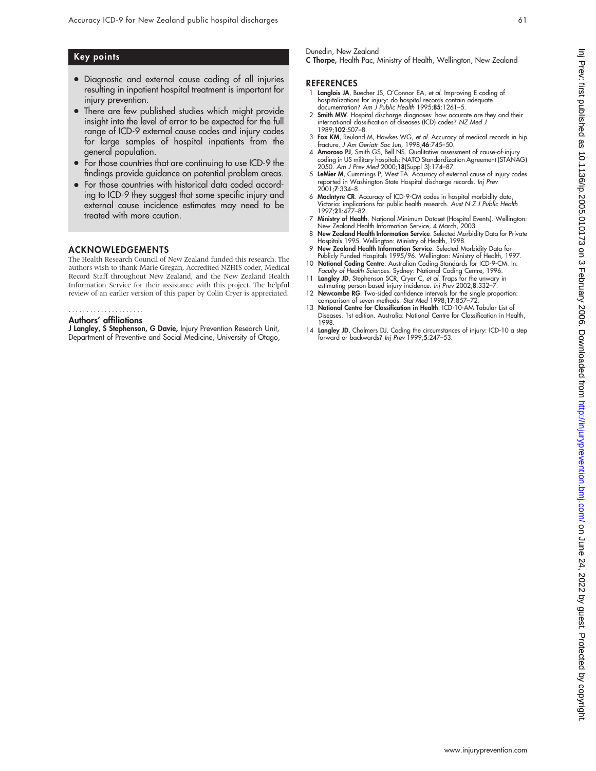## Key points

- Diagnostic and external cause coding of all injuries resulting in inpatient hospital treatment is important for injury prevention.
- There are few published studies which might provide insight into the level of error to be expected for the full range of ICD-9 external cause codes and injury codes for large samples of hospital inpatients from the general population.
- For those countries that are continuing to use ICD-9 the findings provide guidance on potential problem areas.
- For those countries with historical data coded according to ICD-9 they suggest that some specific injury and external cause incidence estimates may need to be treated with more caution.

## ACKNOWLEDGEMENTS

The Health Research Council of New Zealand funded this research. The authors wish to thank Marie Gregan, Accredited NZHIS coder, Medical Record Staff throughout New Zealand, and the New Zealand Health Information Service for their assistance with this project. The helpful review of an earlier version of this paper by Colin Cryer is appreciated.

### Authors' affiliations

**J Langley, S Stephenson, G Davie,** Injury Prevention Research Unit, Department of Preventive and Social Medicine, University of Otago, Dunedin, New Zealand

**C Thorpe,** Health Pac, Ministry of Health, Wellington, New Zealand

## REFERENCES

1. **Langlois JA**, Buecher JS, O'Connor EA, *et al*. Improving E coding of hospitalizations for injury: do hospital records contain adequate documentation? *Am J Public Health* 1995;**85**:1261–5.
2. **Smith MW**. Hospital discharge diagnoses: how accurate are they and their international classification of diseases (ICD) codes? *NZ Med J* 1989;**102**:507–8.
3. **Fox KM**, Reuland M, Hawkes WG, *et al*. Accuracy of medical records in hip fracture. *J Am Geriatr Soc* Jun, 1998;**46**:745–50.
4. **Amoroso PJ**, Smith GS, Bell NS. Qualitative assessment of cause-of-injury coding in US military hospitals: NATO Standardization Agreement (STANAG) 2050. *Am J Prev Med* 2000;**18**(Suppl 3):174–87.
5. **LeMier M**, Cummings P, West TA. Accuracy of external cause of injury codes reported in Washington State Hospital discharge records. *Inj Prev* 2001;**7**:334–8.
6. **MacIntyre CR**. Accuracy of ICD-9-CM codes in hospital morbidity data, Victoria: implications for public health research. *Aust N Z J Public Health* 1997;**21**:477–82.
7. **Ministry of Health**. National Minimum Dataset (Hospital Events). Wellington: New Zealand Health Information Service, 4 March, 2003.
8. **New Zealand Health Information Service**. Selected Morbidity Data for Private Hospitals 1995. Wellington: Ministry of Health, 1998.
9. **New Zealand Health Information Service**. Selected Morbidity Data for Publicly Funded Hospitals 1995/96. Wellington: Ministry of Health, 1997.
10. **National Coding Centre**. Australian Coding Standards for ICD-9-CM. In: *Faculty of Health Sciences*. Sydney: National Coding Centre, 1996.
11. **Langley JD**, Stephenson SCR, Cryer C, *et al*. Traps for the unwary in estimating person based injury incidence. *Inj Prev* 2002;**8**:332–7.
12. **Newcombe RG**. Two-sided confidence intervals for the single proportion: comparison of seven methods. *Stat Med* 1998;**17**:857–72.
13. **National Centre for Classification in Health**. ICD-10-AM Tabular List of Diseases. 1st edition. Australia: National Centre for Classification in Health, 1998.
14. **Langley JD**, Chalmers DJ. Coding the circumstances of injury: ICD-10 a step forward or backwards? *Inj Prev* 1999;**5**:247–53.